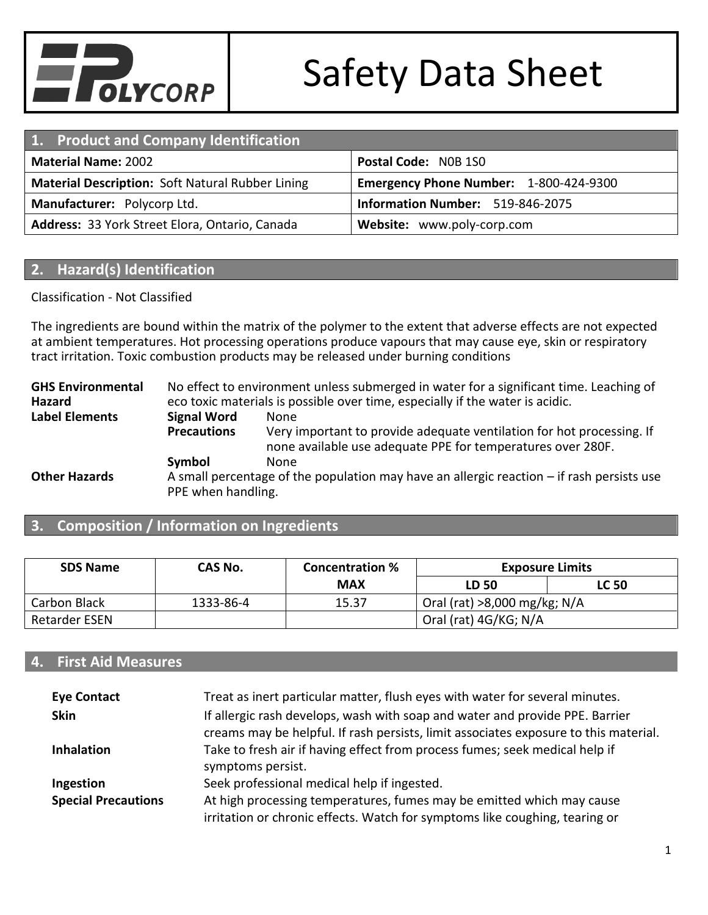# Safety Data Sheet

POLYCORP

## 1. Product and Company Identification

| | |
|---|---|
| **Material Name:** 2002 | **Postal Code:** N0B 1S0 |
| **Material Description:** Soft Natural Rubber Lining | **Emergency Phone Number:** 1-800-424-9300 |
| **Manufacturer:** Polycorp Ltd. | **Information Number:** 519-846-2075 |
| **Address:** 33 York Street Elora, Ontario, Canada | **Website:** www.poly-corp.com |

## 2. Hazard(s) Identification

Classification - Not Classified

The ingredients are bound within the matrix of the polymer to the extent that adverse effects are not expected at ambient temperatures. Hot processing operations produce vapours that may cause eye, skin or respiratory tract irritation. Toxic combustion products may be released under burning conditions

**GHS Environmental Hazard** No effect to environment unless submerged in water for a significant time. Leaching of eco toxic materials is possible over time, especially if the water is acidic.

**Label Elements**

- **Signal Word** None
- **Precautions** Very important to provide adequate ventilation for hot processing. If none available use adequate PPE for temperatures over 280F.
- **Symbol** None

**Other Hazards** A small percentage of the population may have an allergic reaction – if rash persists use PPE when handling.

## 3. Composition / Information on Ingredients

| SDS Name | CAS No. | Concentration % MAX | Exposure Limits | |
|---|---|---|---|---|
| | | | LD 50 | LC 50 |
| Carbon Black | 1333-86-4 | 15.37 | Oral (rat) >8,000 mg/kg; N/A | |
| Retarder ESEN | | | Oral (rat) 4G/KG; N/A | |

## 4. First Aid Measures

**Eye Contact** Treat as inert particular matter, flush eyes with water for several minutes.

**Skin** If allergic rash develops, wash with soap and water and provide PPE. Barrier creams may be helpful. If rash persists, limit associates exposure to this material.

**Inhalation** Take to fresh air if having effect from process fumes; seek medical help if symptoms persist.

**Ingestion** Seek professional medical help if ingested.

**Special Precautions** At high processing temperatures, fumes may be emitted which may cause irritation or chronic effects. Watch for symptoms like coughing, tearing or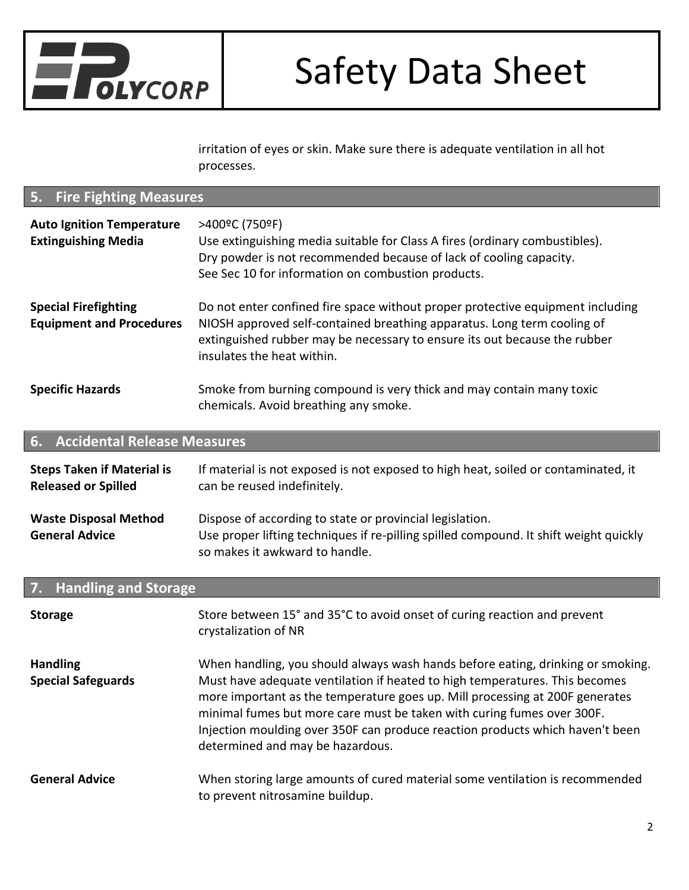irritation of eyes or skin. Make sure there is adequate ventilation in all hot processes.

## 5. Fire Fighting Measures

**Auto Ignition Temperature** >400ºC (750ºF)

**Extinguishing Media** Use extinguishing media suitable for Class A fires (ordinary combustibles). Dry powder is not recommended because of lack of cooling capacity. See Sec 10 for information on combustion products.

**Special Firefighting Equipment and Procedures** Do not enter confined fire space without proper protective equipment including NIOSH approved self-contained breathing apparatus. Long term cooling of extinguished rubber may be necessary to ensure its out because the rubber insulates the heat within.

**Specific Hazards** Smoke from burning compound is very thick and may contain many toxic chemicals. Avoid breathing any smoke.

## 6. Accidental Release Measures

**Steps Taken if Material is Released or Spilled** If material is not exposed is not exposed to high heat, soiled or contaminated, it can be reused indefinitely.

**Waste Disposal Method** Dispose of according to state or provincial legislation.

**General Advice** Use proper lifting techniques if re-pilling spilled compound. It shift weight quickly so makes it awkward to handle.

## 7. Handling and Storage

**Storage** Store between 15° and 35°C to avoid onset of curing reaction and prevent crystalization of NR

**Handling**

**Special Safeguards** When handling, you should always wash hands before eating, drinking or smoking. Must have adequate ventilation if heated to high temperatures. This becomes more important as the temperature goes up. Mill processing at 200F generates minimal fumes but more care must be taken with curing fumes over 300F. Injection moulding over 350F can produce reaction products which haven't been determined and may be hazardous.

**General Advice** When storing large amounts of cured material some ventilation is recommended to prevent nitrosamine buildup.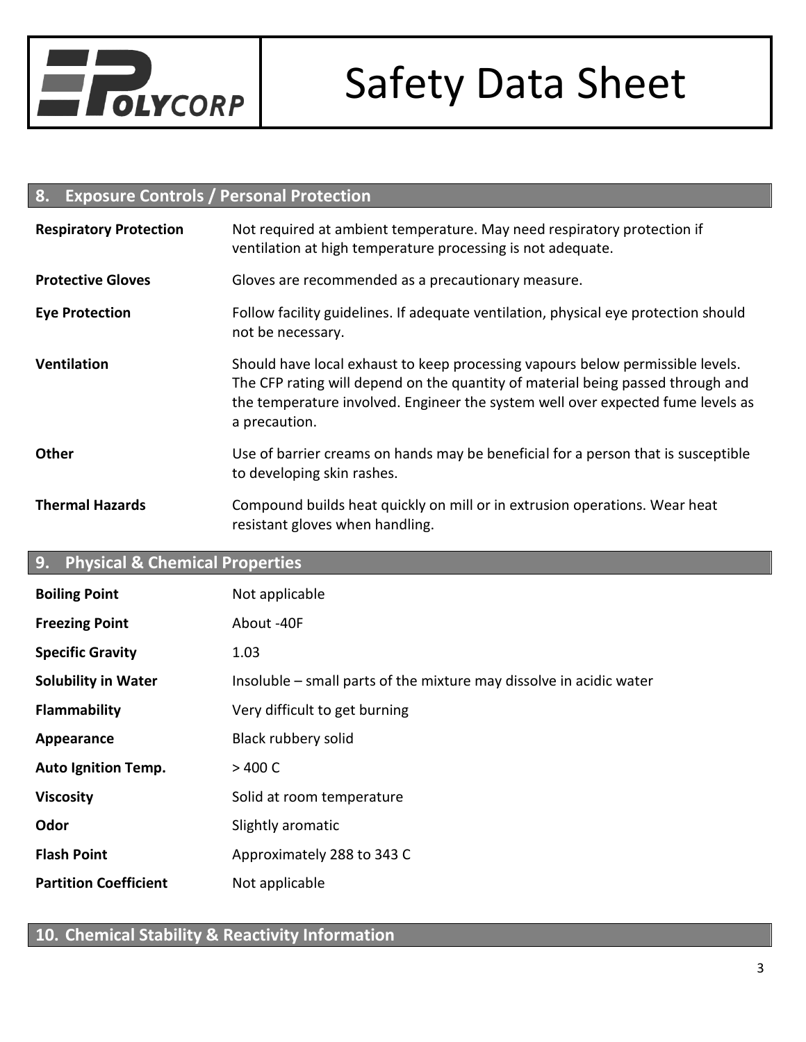## 8. Exposure Controls / Personal Protection

| | |
|---|---|
| **Respiratory Protection** | Not required at ambient temperature. May need respiratory protection if ventilation at high temperature processing is not adequate. |
| **Protective Gloves** | Gloves are recommended as a precautionary measure. |
| **Eye Protection** | Follow facility guidelines. If adequate ventilation, physical eye protection should not be necessary. |
| **Ventilation** | Should have local exhaust to keep processing vapours below permissible levels. The CFP rating will depend on the quantity of material being passed through and the temperature involved. Engineer the system well over expected fume levels as a precaution. |
| **Other** | Use of barrier creams on hands may be beneficial for a person that is susceptible to developing skin rashes. |
| **Thermal Hazards** | Compound builds heat quickly on mill or in extrusion operations. Wear heat resistant gloves when handling. |

## 9. Physical & Chemical Properties

| | |
|---|---|
| **Boiling Point** | Not applicable |
| **Freezing Point** | About -40F |
| **Specific Gravity** | 1.03 |
| **Solubility in Water** | Insoluble – small parts of the mixture may dissolve in acidic water |
| **Flammability** | Very difficult to get burning |
| **Appearance** | Black rubbery solid |
| **Auto Ignition Temp.** | > 400 C |
| **Viscosity** | Solid at room temperature |
| **Odor** | Slightly aromatic |
| **Flash Point** | Approximately 288 to 343 C |
| **Partition Coefficient** | Not applicable |

## 10. Chemical Stability & Reactivity Information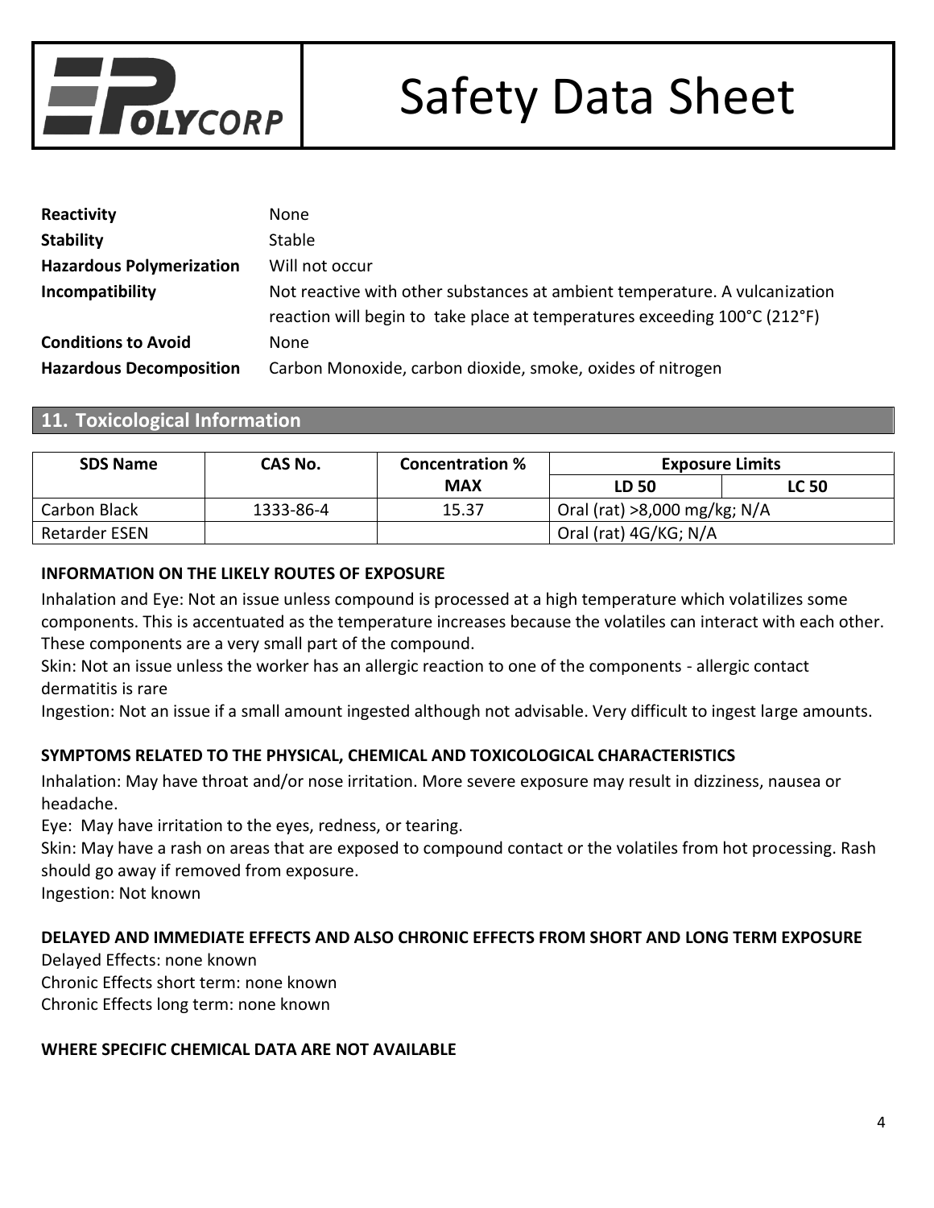| | |
|---|---|
| **Reactivity** | None |
| **Stability** | Stable |
| **Hazardous Polymerization** | Will not occur |
| **Incompatibility** | Not reactive with other substances at ambient temperature. A vulcanization reaction will begin to take place at temperatures exceeding 100°C (212°F) |
| **Conditions to Avoid** | None |
| **Hazardous Decomposition** | Carbon Monoxide, carbon dioxide, smoke, oxides of nitrogen |

## 11. Toxicological Information

| SDS Name | CAS No. | Concentration % MAX | Exposure Limits | |
|---|---|---|---|---|
| | | | LD 50 | LC 50 |
| Carbon Black | 1333-86-4 | 15.37 | Oral (rat) >8,000 mg/kg; N/A | |
| Retarder ESEN | | | Oral (rat) 4G/KG; N/A | |

**INFORMATION ON THE LIKELY ROUTES OF EXPOSURE**

Inhalation and Eye: Not an issue unless compound is processed at a high temperature which volatilizes some components. This is accentuated as the temperature increases because the volatiles can interact with each other. These components are a very small part of the compound.

Skin: Not an issue unless the worker has an allergic reaction to one of the components - allergic contact dermatitis is rare

Ingestion: Not an issue if a small amount ingested although not advisable. Very difficult to ingest large amounts.

**SYMPTOMS RELATED TO THE PHYSICAL, CHEMICAL AND TOXICOLOGICAL CHARACTERISTICS**

Inhalation: May have throat and/or nose irritation. More severe exposure may result in dizziness, nausea or headache.

Eye: May have irritation to the eyes, redness, or tearing.

Skin: May have a rash on areas that are exposed to compound contact or the volatiles from hot processing. Rash should go away if removed from exposure.

Ingestion: Not known

**DELAYED AND IMMEDIATE EFFECTS AND ALSO CHRONIC EFFECTS FROM SHORT AND LONG TERM EXPOSURE**

Delayed Effects: none known

Chronic Effects short term: none known

Chronic Effects long term: none known

**WHERE SPECIFIC CHEMICAL DATA ARE NOT AVAILABLE**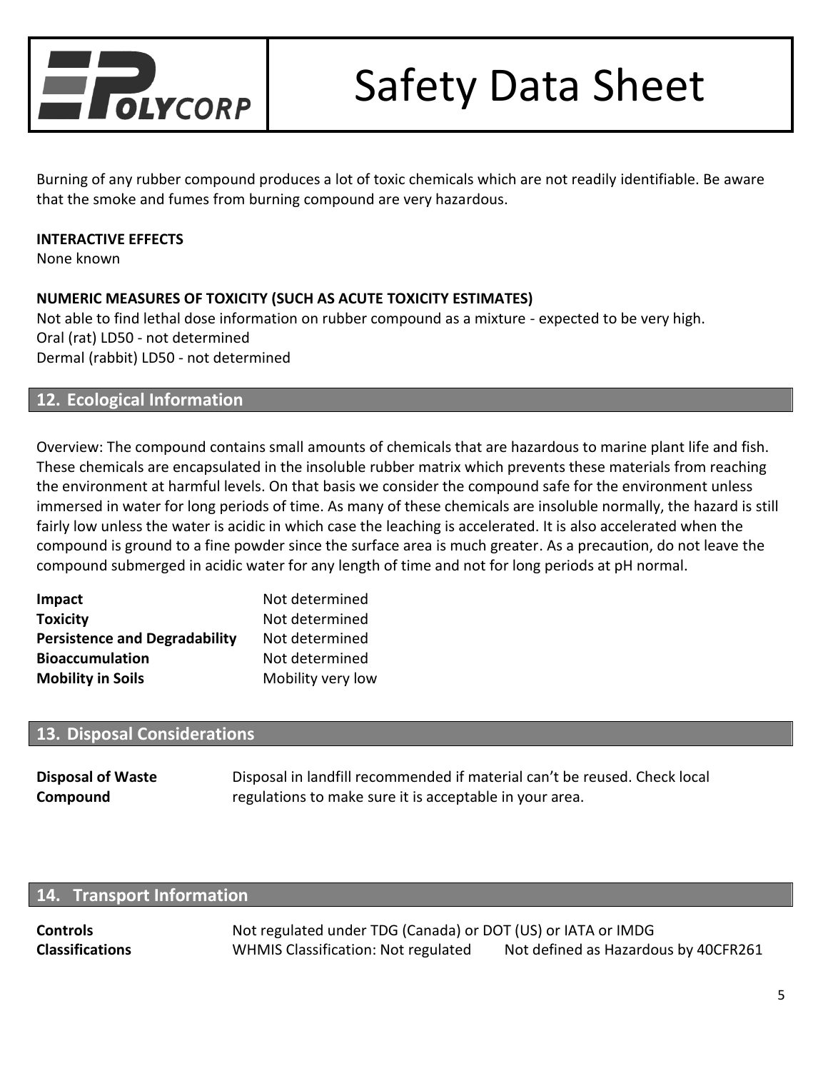Burning of any rubber compound produces a lot of toxic chemicals which are not readily identifiable. Be aware that the smoke and fumes from burning compound are very hazardous.

**INTERACTIVE EFFECTS**
None known

**NUMERIC MEASURES OF TOXICITY (SUCH AS ACUTE TOXICITY ESTIMATES)**
Not able to find lethal dose information on rubber compound as a mixture - expected to be very high.
Oral (rat) LD50 - not determined
Dermal (rabbit) LD50 - not determined

## 12. Ecological Information

Overview: The compound contains small amounts of chemicals that are hazardous to marine plant life and fish. These chemicals are encapsulated in the insoluble rubber matrix which prevents these materials from reaching the environment at harmful levels. On that basis we consider the compound safe for the environment unless immersed in water for long periods of time. As many of these chemicals are insoluble normally, the hazard is still fairly low unless the water is acidic in which case the leaching is accelerated. It is also accelerated when the compound is ground to a fine powder since the surface area is much greater. As a precaution, do not leave the compound submerged in acidic water for any length of time and not for long periods at pH normal.

| | |
|---|---|
| **Impact** | Not determined |
| **Toxicity** | Not determined |
| **Persistence and Degradability** | Not determined |
| **Bioaccumulation** | Not determined |
| **Mobility in Soils** | Mobility very low |

## 13. Disposal Considerations

| | |
|---|---|
| **Disposal of Waste Compound** | Disposal in landfill recommended if material can't be reused. Check local regulations to make sure it is acceptable in your area. |

## 14. Transport Information

| | | |
|---|---|---|
| **Controls** | Not regulated under TDG (Canada) or DOT (US) or IATA or IMDG | |
| **Classifications** | WHMIS Classification: Not regulated | Not defined as Hazardous by 40CFR261 |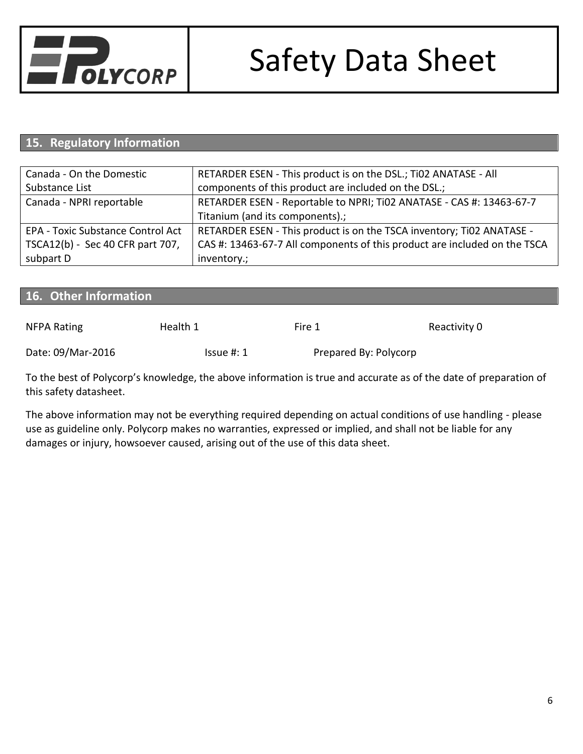# Safety Data Sheet

## 15. Regulatory Information

| | |
|---|---|
| Canada - On the Domestic Substance List | RETARDER ESEN - This product is on the DSL.; Ti02 ANATASE - All components of this product are included on the DSL.; |
| Canada - NPRI reportable | RETARDER ESEN - Reportable to NPRI; Ti02 ANATASE - CAS #: 13463-67-7 Titanium (and its components).; |
| EPA - Toxic Substance Control Act TSCA12(b) - Sec 40 CFR part 707, subpart D | RETARDER ESEN - This product is on the TSCA inventory; Ti02 ANATASE - CAS #: 13463-67-7 All components of this product are included on the TSCA inventory.; |

## 16. Other Information

NFPA Rating Health 1 Fire 1 Reactivity 0

Date: 09/Mar-2016 Issue #: 1 Prepared By: Polycorp

To the best of Polycorp's knowledge, the above information is true and accurate as of the date of preparation of this safety datasheet.

The above information may not be everything required depending on actual conditions of use handling - please use as guideline only. Polycorp makes no warranties, expressed or implied, and shall not be liable for any damages or injury, howsoever caused, arising out of the use of this data sheet.